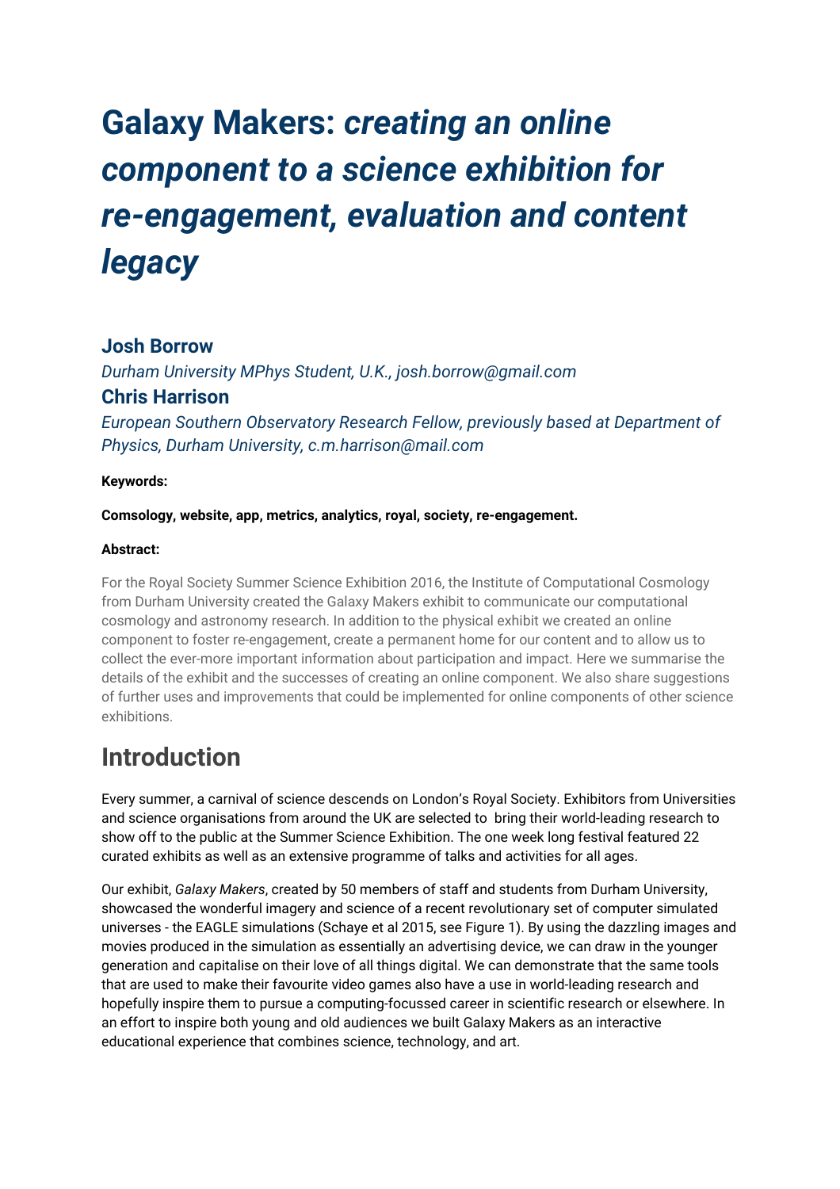# Galaxy Makers: *creating an online component to a science exhibition for re-engagement, evaluation and content legacy*

### Josh Borrow

*Durham University MPhys Student, U.K., josh.borrow@gmail.com*

### Chris Harrison

*European Southern Observatory Research Fellow, previously based at Department of Physics, Durham University, c.m.harrison@mail.com*

**Keywords:**

**Comsology, website, app, metrics, analytics, royal, society, re-engagement.**

**Abstract:**

For the Royal Society Summer Science Exhibition 2016, the Institute of Computational Cosmology from Durham University created the Galaxy Makers exhibit to communicate our computational cosmology and astronomy research. In addition to the physical exhibit we created an online component to foster re-engagement, create a permanent home for our content and to allow us to collect the ever-more important information about participation and impact. Here we summarise the details of the exhibit and the successes of creating an online component. We also share suggestions of further uses and improvements that could be implemented for online components of other science exhibitions.

## Introduction

Every summer, a carnival of science descends on London's Royal Society. Exhibitors from Universities and science organisations from around the UK are selected to bring their world-leading research to show off to the public at the Summer Science Exhibition. The one week long festival featured 22 curated exhibits as well as an extensive programme of talks and activities for all ages.

Our exhibit, *Galaxy Makers*, created by 50 members of staff and students from Durham University, showcased the wonderful imagery and science of a recent revolutionary set of computer simulated universes - the EAGLE simulations (Schaye et al 2015, see Figure 1). By using the dazzling images and movies produced in the simulation as essentially an advertising device, we can draw in the younger generation and capitalise on their love of all things digital. We can demonstrate that the same tools that are used to make their favourite video games also have a use in world-leading research and hopefully inspire them to pursue a computing-focussed career in scientific research or elsewhere. In an effort to inspire both young and old audiences we built Galaxy Makers as an interactive educational experience that combines science, technology, and art.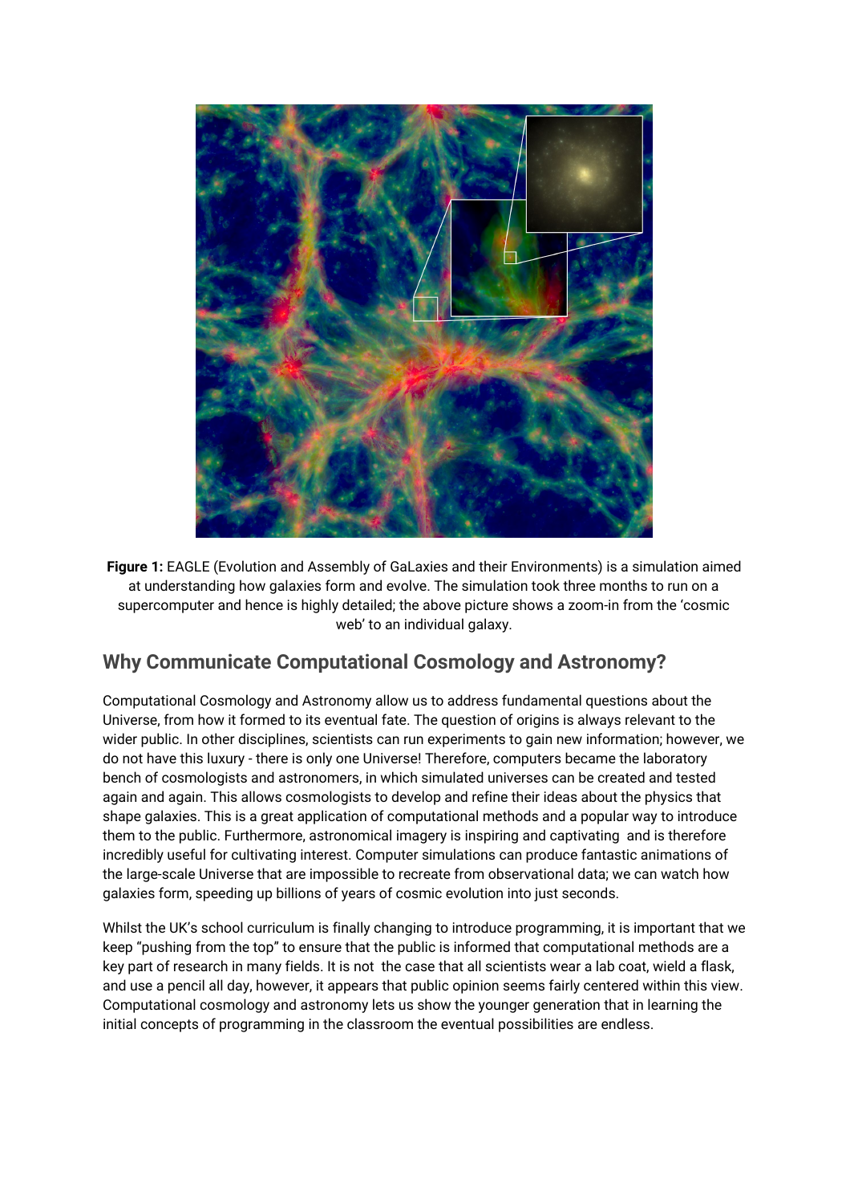**Figure 1:** EAGLE (Evolution and Assembly of GaLaxies and their Environments) is a simulation aimed at understanding how galaxies form and evolve. The simulation took three months to run on a supercomputer and hence is highly detailed; the above picture shows a zoom-in from the 'cosmic web' to an individual galaxy.

## Why Communicate Computational Cosmology and Astronomy?

Computational Cosmology and Astronomy allow us to address fundamental questions about the Universe, from how it formed to its eventual fate. The question of origins is always relevant to the wider public. In other disciplines, scientists can run experiments to gain new information; however, we do not have this luxury - there is only one Universe! Therefore, computers became the laboratory bench of cosmologists and astronomers, in which simulated universes can be created and tested again and again. This allows cosmologists to develop and refine their ideas about the physics that shape galaxies. This is a great application of computational methods and a popular way to introduce them to the public. Furthermore, astronomical imagery is inspiring and captivating and is therefore incredibly useful for cultivating interest. Computer simulations can produce fantastic animations of the large-scale Universe that are impossible to recreate from observational data; we can watch how galaxies form, speeding up billions of years of cosmic evolution into just seconds.

Whilst the UK's school curriculum is finally changing to introduce programming, it is important that we keep "pushing from the top" to ensure that the public is informed that computational methods are a key part of research in many fields. It is not the case that all scientists wear a lab coat, wield a flask, and use a pencil all day, however, it appears that public opinion seems fairly centered within this view. Computational cosmology and astronomy lets us show the younger generation that in learning the initial concepts of programming in the classroom the eventual possibilities are endless.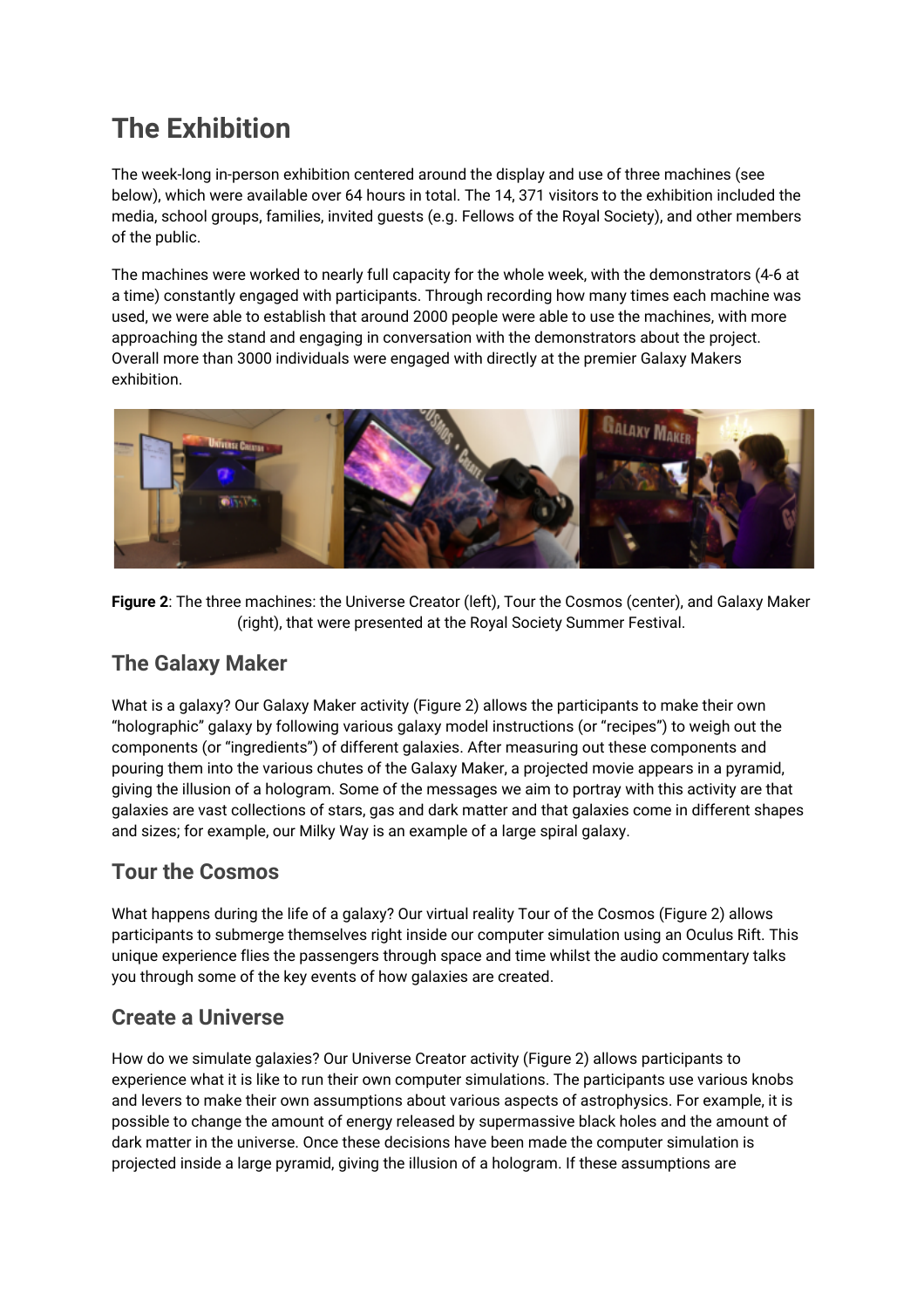# The Exhibition

The week-long in-person exhibition centered around the display and use of three machines (see below), which were available over 64 hours in total. The 14, 371 visitors to the exhibition included the media, school groups, families, invited guests (e.g. Fellows of the Royal Society), and other members of the public.

The machines were worked to nearly full capacity for the whole week, with the demonstrators (4-6 at a time) constantly engaged with participants. Through recording how many times each machine was used, we were able to establish that around 2000 people were able to use the machines, with more approaching the stand and engaging in conversation with the demonstrators about the project. Overall more than 3000 individuals were engaged with directly at the premier Galaxy Makers exhibition.

**Figure 2**: The three machines: the Universe Creator (left), Tour the Cosmos (center), and Galaxy Maker (right), that were presented at the Royal Society Summer Festival.

## The Galaxy Maker

What is a galaxy? Our Galaxy Maker activity (Figure 2) allows the participants to make their own "holographic" galaxy by following various galaxy model instructions (or "recipes") to weigh out the components (or "ingredients") of different galaxies. After measuring out these components and pouring them into the various chutes of the Galaxy Maker, a projected movie appears in a pyramid, giving the illusion of a hologram. Some of the messages we aim to portray with this activity are that galaxies are vast collections of stars, gas and dark matter and that galaxies come in different shapes and sizes; for example, our Milky Way is an example of a large spiral galaxy.

## Tour the Cosmos

What happens during the life of a galaxy? Our virtual reality Tour of the Cosmos (Figure 2) allows participants to submerge themselves right inside our computer simulation using an Oculus Rift. This unique experience flies the passengers through space and time whilst the audio commentary talks you through some of the key events of how galaxies are created.

## Create a Universe

How do we simulate galaxies? Our Universe Creator activity (Figure 2) allows participants to experience what it is like to run their own computer simulations. The participants use various knobs and levers to make their own assumptions about various aspects of astrophysics. For example, it is possible to change the amount of energy released by supermassive black holes and the amount of dark matter in the universe. Once these decisions have been made the computer simulation is projected inside a large pyramid, giving the illusion of a hologram. If these assumptions are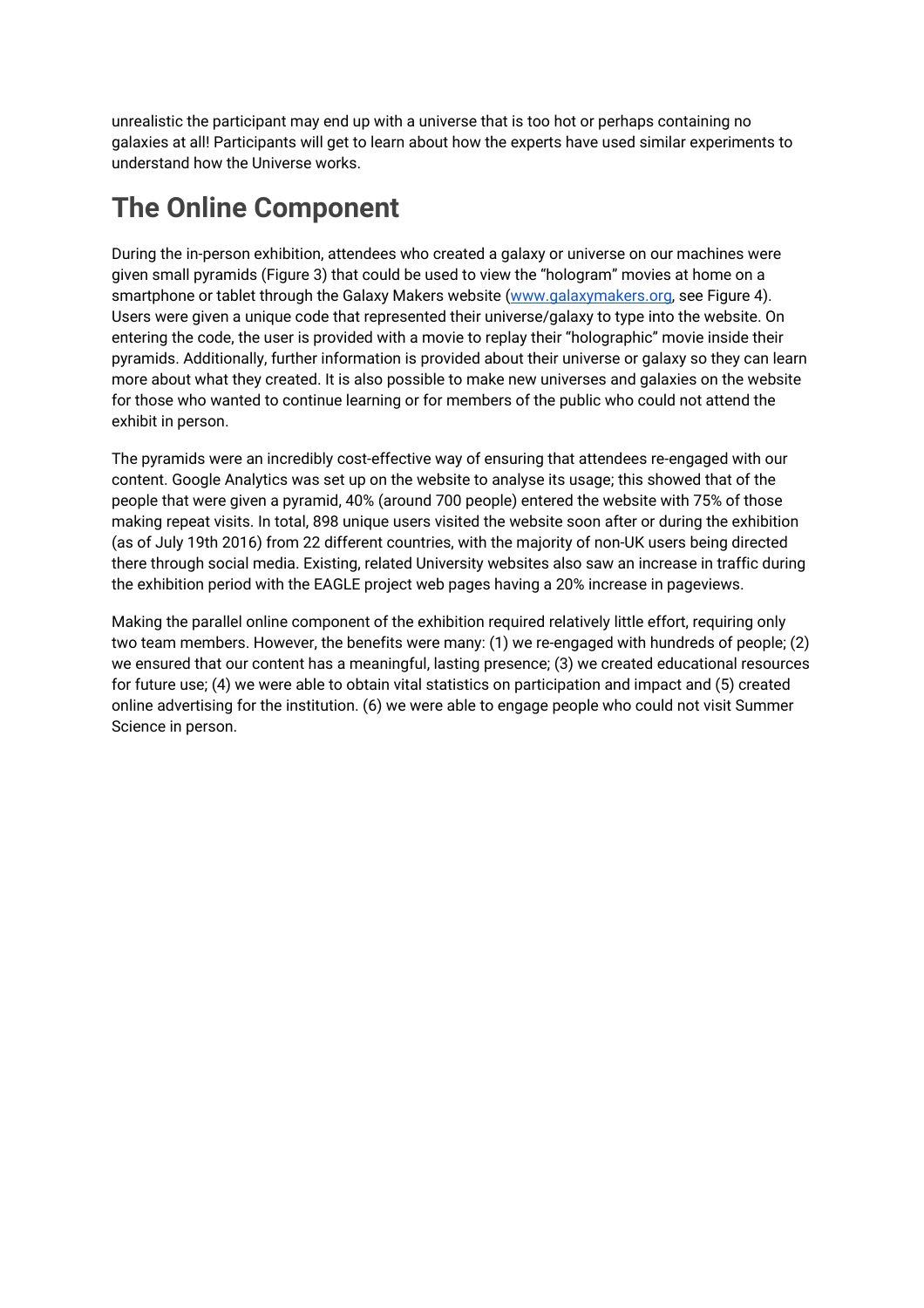unrealistic the participant may end up with a universe that is too hot or perhaps containing no galaxies at all! Participants will get to learn about how the experts have used similar experiments to understand how the Universe works.

## The Online Component

During the in-person exhibition, attendees who created a galaxy or universe on our machines were given small pyramids (Figure 3) that could be used to view the “hologram” movies at home on a smartphone or tablet through the Galaxy Makers website ([www.galaxymakers.org](http://www.galaxymakers.org), see Figure 4). Users were given a unique code that represented their universe/galaxy to type into the website. On entering the code, the user is provided with a movie to replay their “holographic” movie inside their pyramids. Additionally, further information is provided about their universe or galaxy so they can learn more about what they created. It is also possible to make new universes and galaxies on the website for those who wanted to continue learning or for members of the public who could not attend the exhibit in person.

The pyramids were an incredibly cost-effective way of ensuring that attendees re-engaged with our content. Google Analytics was set up on the website to analyse its usage; this showed that of the people that were given a pyramid, 40% (around 700 people) entered the website with 75% of those making repeat visits. In total, 898 unique users visited the website soon after or during the exhibition (as of July 19th 2016) from 22 different countries, with the majority of non-UK users being directed there through social media. Existing, related University websites also saw an increase in traffic during the exhibition period with the EAGLE project web pages having a 20% increase in pageviews.

Making the parallel online component of the exhibition required relatively little effort, requiring only two team members. However, the benefits were many: (1) we re-engaged with hundreds of people; (2) we ensured that our content has a meaningful, lasting presence; (3) we created educational resources for future use; (4) we were able to obtain vital statistics on participation and impact and (5) created online advertising for the institution. (6) we were able to engage people who could not visit Summer Science in person.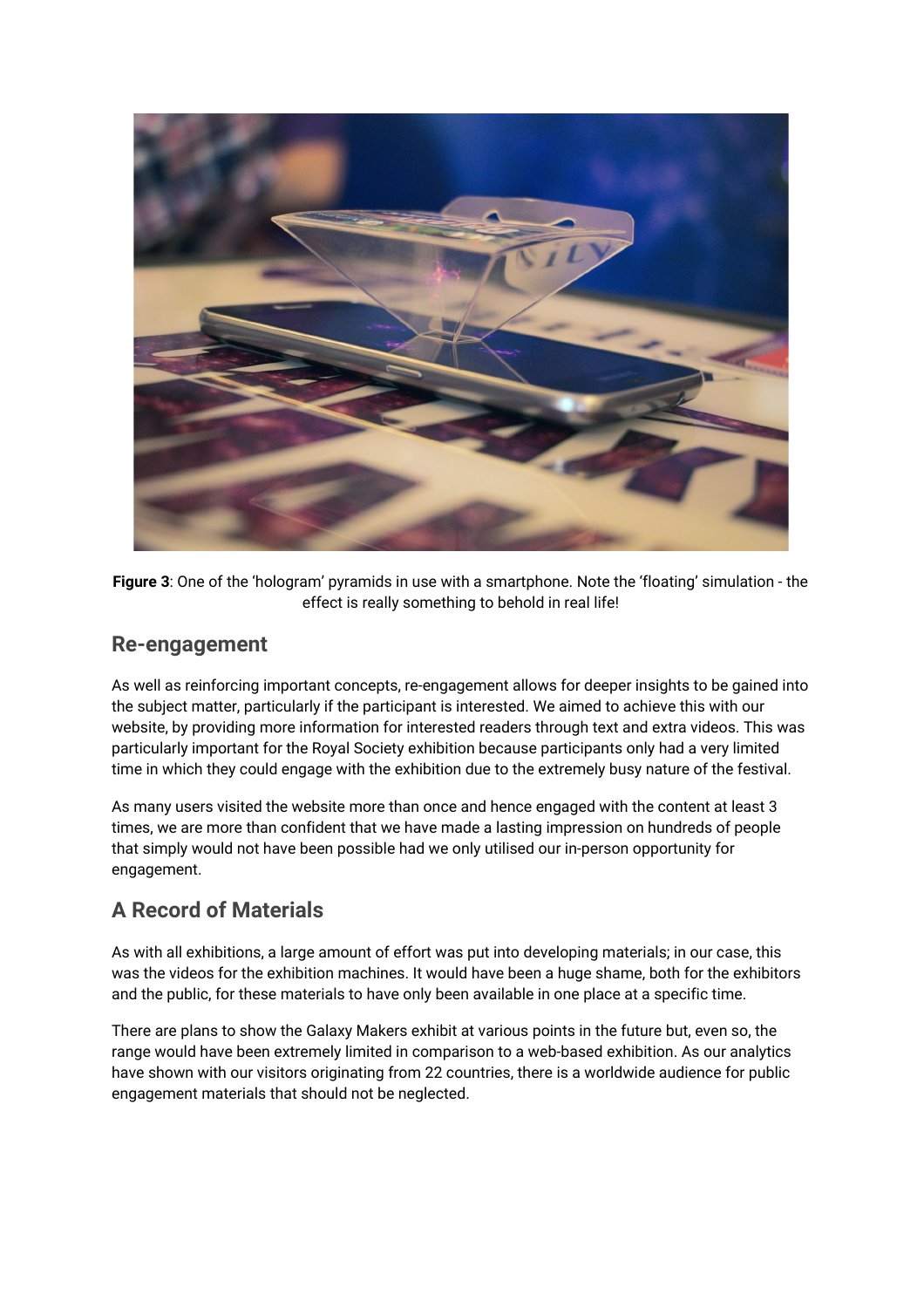**Figure 3**: One of the 'hologram' pyramids in use with a smartphone. Note the 'floating' simulation - the effect is really something to behold in real life!

## Re-engagement

As well as reinforcing important concepts, re-engagement allows for deeper insights to be gained into the subject matter, particularly if the participant is interested. We aimed to achieve this with our website, by providing more information for interested readers through text and extra videos. This was particularly important for the Royal Society exhibition because participants only had a very limited time in which they could engage with the exhibition due to the extremely busy nature of the festival.

As many users visited the website more than once and hence engaged with the content at least 3 times, we are more than confident that we have made a lasting impression on hundreds of people that simply would not have been possible had we only utilised our in-person opportunity for engagement.

## A Record of Materials

As with all exhibitions, a large amount of effort was put into developing materials; in our case, this was the videos for the exhibition machines. It would have been a huge shame, both for the exhibitors and the public, for these materials to have only been available in one place at a specific time.

There are plans to show the Galaxy Makers exhibit at various points in the future but, even so, the range would have been extremely limited in comparison to a web-based exhibition. As our analytics have shown with our visitors originating from 22 countries, there is a worldwide audience for public engagement materials that should not be neglected.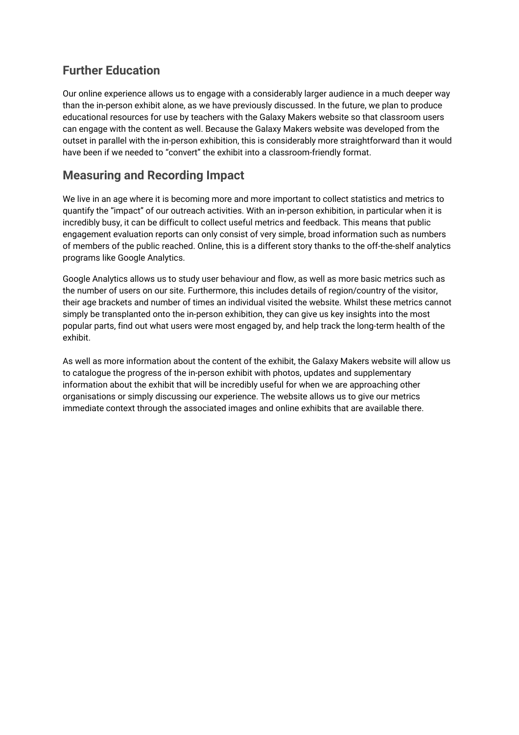## Further Education

Our online experience allows us to engage with a considerably larger audience in a much deeper way than the in-person exhibit alone, as we have previously discussed. In the future, we plan to produce educational resources for use by teachers with the Galaxy Makers website so that classroom users can engage with the content as well. Because the Galaxy Makers website was developed from the outset in parallel with the in-person exhibition, this is considerably more straightforward than it would have been if we needed to "convert" the exhibit into a classroom-friendly format.

## Measuring and Recording Impact

We live in an age where it is becoming more and more important to collect statistics and metrics to quantify the "impact" of our outreach activities. With an in-person exhibition, in particular when it is incredibly busy, it can be difficult to collect useful metrics and feedback. This means that public engagement evaluation reports can only consist of very simple, broad information such as numbers of members of the public reached. Online, this is a different story thanks to the off-the-shelf analytics programs like Google Analytics.

Google Analytics allows us to study user behaviour and flow, as well as more basic metrics such as the number of users on our site. Furthermore, this includes details of region/country of the visitor, their age brackets and number of times an individual visited the website. Whilst these metrics cannot simply be transplanted onto the in-person exhibition, they can give us key insights into the most popular parts, find out what users were most engaged by, and help track the long-term health of the exhibit.

As well as more information about the content of the exhibit, the Galaxy Makers website will allow us to catalogue the progress of the in-person exhibit with photos, updates and supplementary information about the exhibit that will be incredibly useful for when we are approaching other organisations or simply discussing our experience. The website allows us to give our metrics immediate context through the associated images and online exhibits that are available there.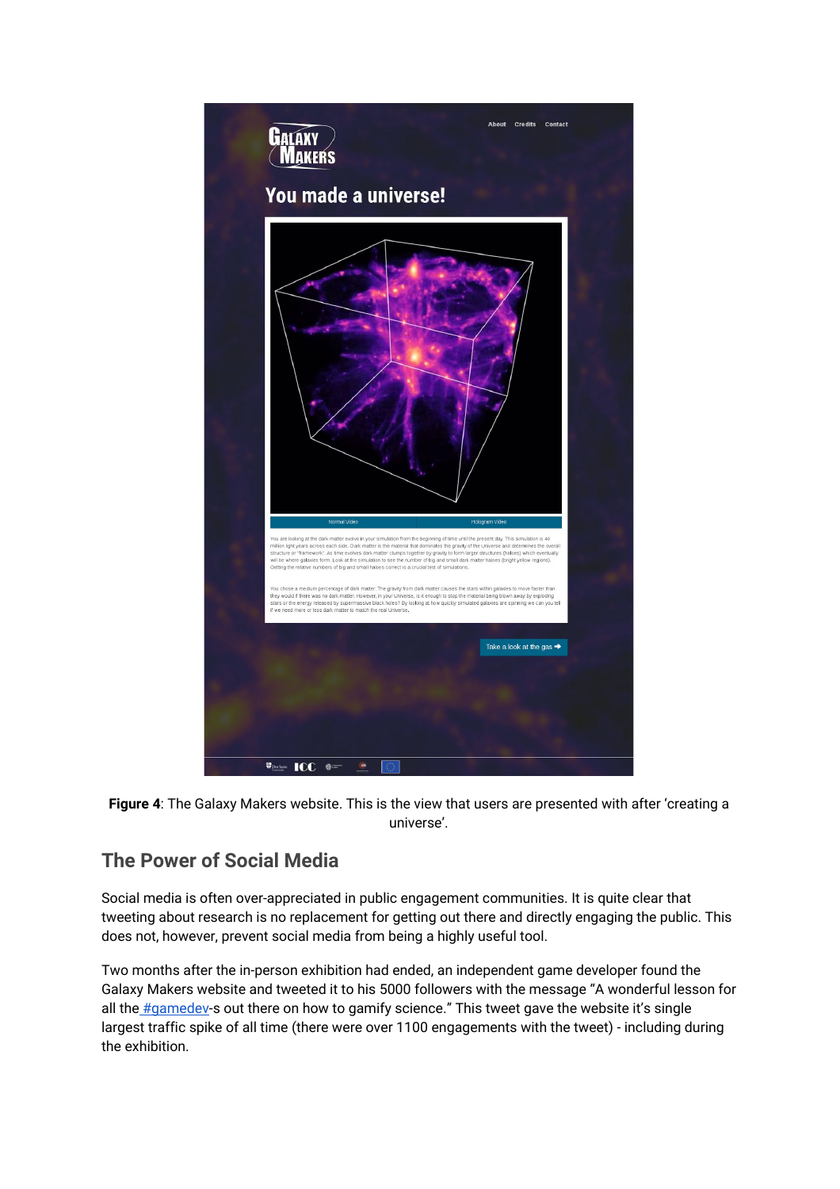**Figure 4**: The Galaxy Makers website. This is the view that users are presented with after 'creating a universe'.

## The Power of Social Media

Social media is often over-appreciated in public engagement communities. It is quite clear that tweeting about research is no replacement for getting out there and directly engaging the public. This does not, however, prevent social media from being a highly useful tool.

Two months after the in-person exhibition had ended, an independent game developer found the Galaxy Makers website and tweeted it to his 5000 followers with the message "A wonderful lesson for all the #gamedev-s out there on how to gamify science." This tweet gave the website it's single largest traffic spike of all time (there were over 1100 engagements with the tweet) - including during the exhibition.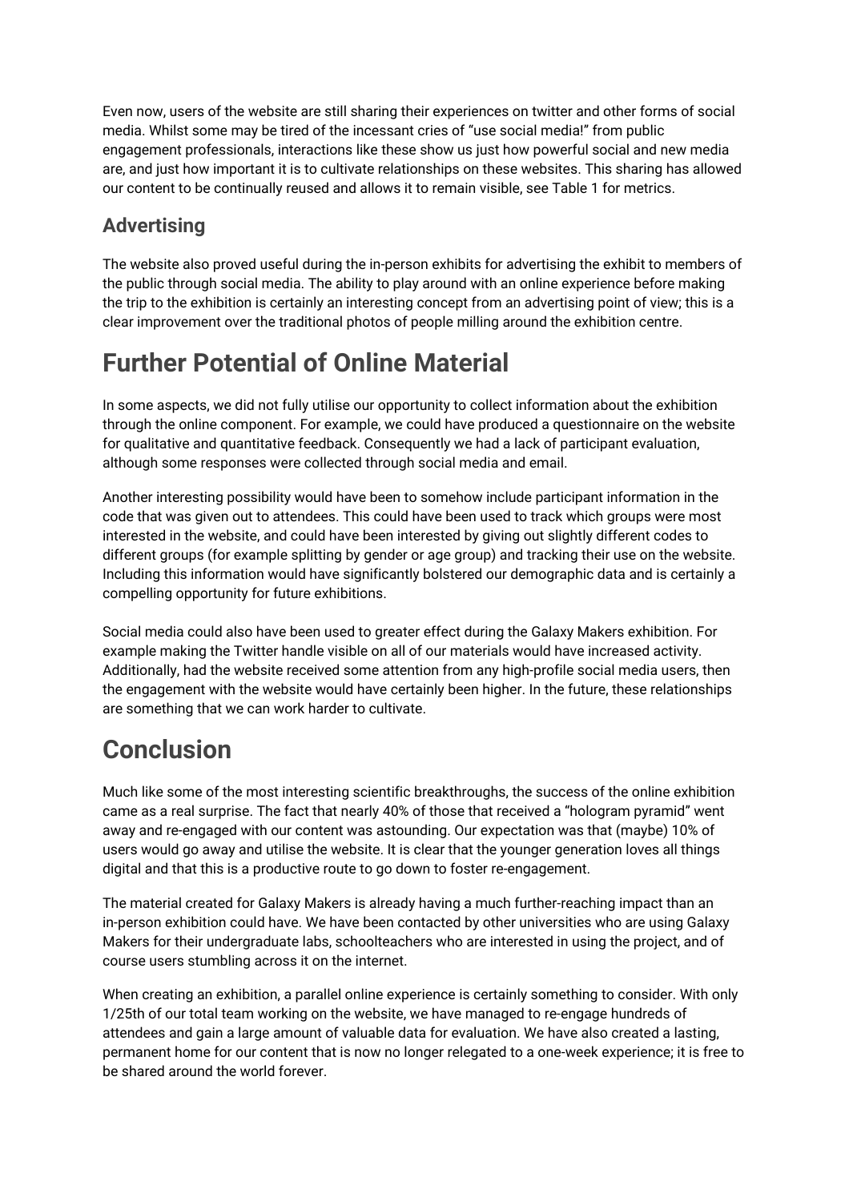Even now, users of the website are still sharing their experiences on twitter and other forms of social media. Whilst some may be tired of the incessant cries of "use social media!" from public engagement professionals, interactions like these show us just how powerful social and new media are, and just how important it is to cultivate relationships on these websites. This sharing has allowed our content to be continually reused and allows it to remain visible, see Table 1 for metrics.

## Advertising

The website also proved useful during the in-person exhibits for advertising the exhibit to members of the public through social media. The ability to play around with an online experience before making the trip to the exhibition is certainly an interesting concept from an advertising point of view; this is a clear improvement over the traditional photos of people milling around the exhibition centre.

# Further Potential of Online Material

In some aspects, we did not fully utilise our opportunity to collect information about the exhibition through the online component. For example, we could have produced a questionnaire on the website for qualitative and quantitative feedback. Consequently we had a lack of participant evaluation, although some responses were collected through social media and email.

Another interesting possibility would have been to somehow include participant information in the code that was given out to attendees. This could have been used to track which groups were most interested in the website, and could have been interested by giving out slightly different codes to different groups (for example splitting by gender or age group) and tracking their use on the website. Including this information would have significantly bolstered our demographic data and is certainly a compelling opportunity for future exhibitions.

Social media could also have been used to greater effect during the Galaxy Makers exhibition. For example making the Twitter handle visible on all of our materials would have increased activity. Additionally, had the website received some attention from any high-profile social media users, then the engagement with the website would have certainly been higher. In the future, these relationships are something that we can work harder to cultivate.

# Conclusion

Much like some of the most interesting scientific breakthroughs, the success of the online exhibition came as a real surprise. The fact that nearly 40% of those that received a "hologram pyramid" went away and re-engaged with our content was astounding. Our expectation was that (maybe) 10% of users would go away and utilise the website. It is clear that the younger generation loves all things digital and that this is a productive route to go down to foster re-engagement.

The material created for Galaxy Makers is already having a much further-reaching impact than an in-person exhibition could have. We have been contacted by other universities who are using Galaxy Makers for their undergraduate labs, schoolteachers who are interested in using the project, and of course users stumbling across it on the internet.

When creating an exhibition, a parallel online experience is certainly something to consider. With only 1/25th of our total team working on the website, we have managed to re-engage hundreds of attendees and gain a large amount of valuable data for evaluation. We have also created a lasting, permanent home for our content that is now no longer relegated to a one-week experience; it is free to be shared around the world forever.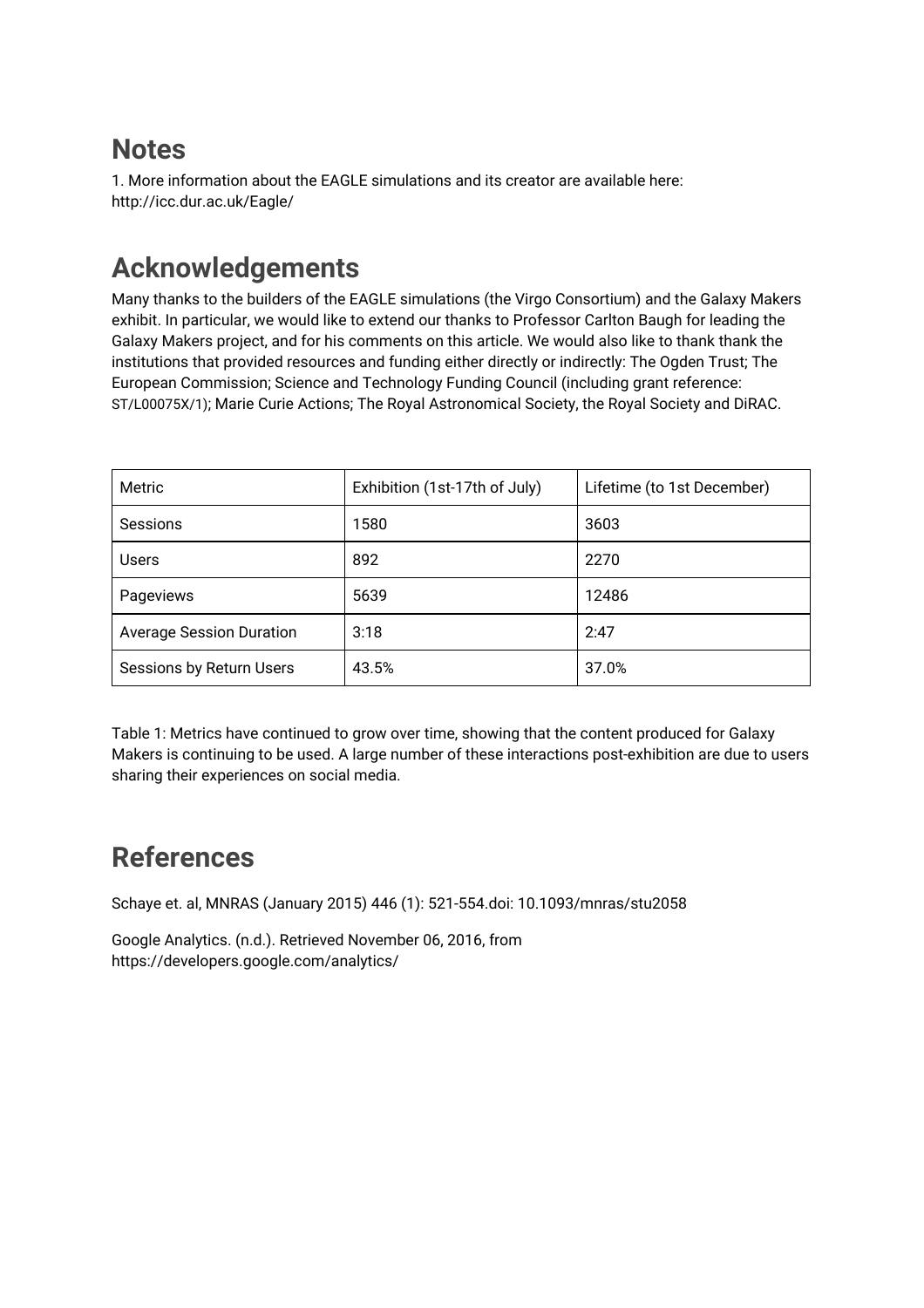## Notes

1. More information about the EAGLE simulations and its creator are available here: http://icc.dur.ac.uk/Eagle/

## Acknowledgements

Many thanks to the builders of the EAGLE simulations (the Virgo Consortium) and the Galaxy Makers exhibit. In particular, we would like to extend our thanks to Professor Carlton Baugh for leading the Galaxy Makers project, and for his comments on this article. We would also like to thank thank the institutions that provided resources and funding either directly or indirectly: The Ogden Trust; The European Commission; Science and Technology Funding Council (including grant reference: ST/L00075X/1); Marie Curie Actions; The Royal Astronomical Society, the Royal Society and DiRAC.

| Metric | Exhibition (1st-17th of July) | Lifetime (to 1st December) |
|---|---|---|
| Sessions | 1580 | 3603 |
| Users | 892 | 2270 |
| Pageviews | 5639 | 12486 |
| Average Session Duration | 3:18 | 2:47 |
| Sessions by Return Users | 43.5% | 37.0% |

Table 1: Metrics have continued to grow over time, showing that the content produced for Galaxy Makers is continuing to be used. A large number of these interactions post-exhibition are due to users sharing their experiences on social media.

## References

Schaye et. al, MNRAS (January 2015) 446 (1): 521-554.doi: 10.1093/mnras/stu2058

Google Analytics. (n.d.). Retrieved November 06, 2016, from https://developers.google.com/analytics/